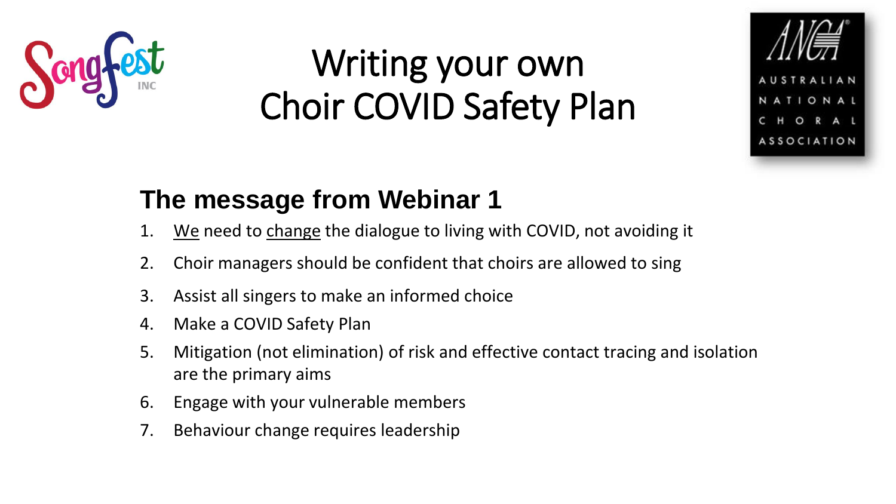# Writing your own Choir COVID Safety Plan

## The message from Webinar 1

1. We need to change the dialogue to living with COVID, not avoiding it
2. Choir managers should be confident that choirs are allowed to sing
3. Assist all singers to make an informed choice
4. Make a COVID Safety Plan
5. Mitigation (not elimination) of risk and effective contact tracing and isolation are the primary aims
6. Engage with your vulnerable members
7. Behaviour change requires leadership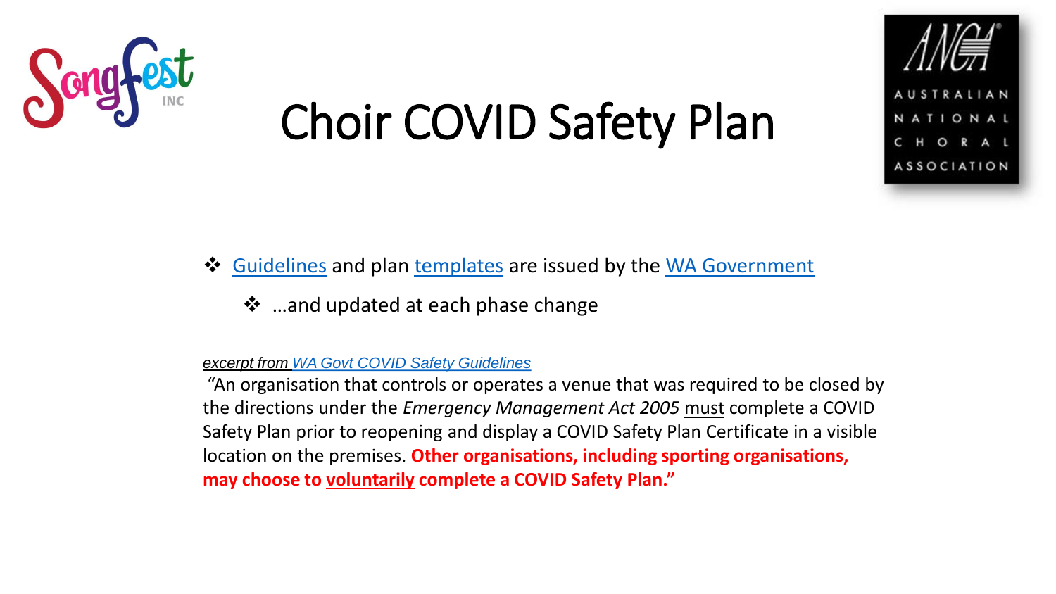# Choir COVID Safety Plan

- Guidelines and plan templates are issued by the WA Government
  - …and updated at each phase change

*excerpt from WA Govt COVID Safety Guidelines*

"An organisation that controls or operates a venue that was required to be closed by the directions under the *Emergency Management Act 2005* must complete a COVID Safety Plan prior to reopening and display a COVID Safety Plan Certificate in a visible location on the premises. **Other organisations, including sporting organisations, may choose to voluntarily complete a COVID Safety Plan."**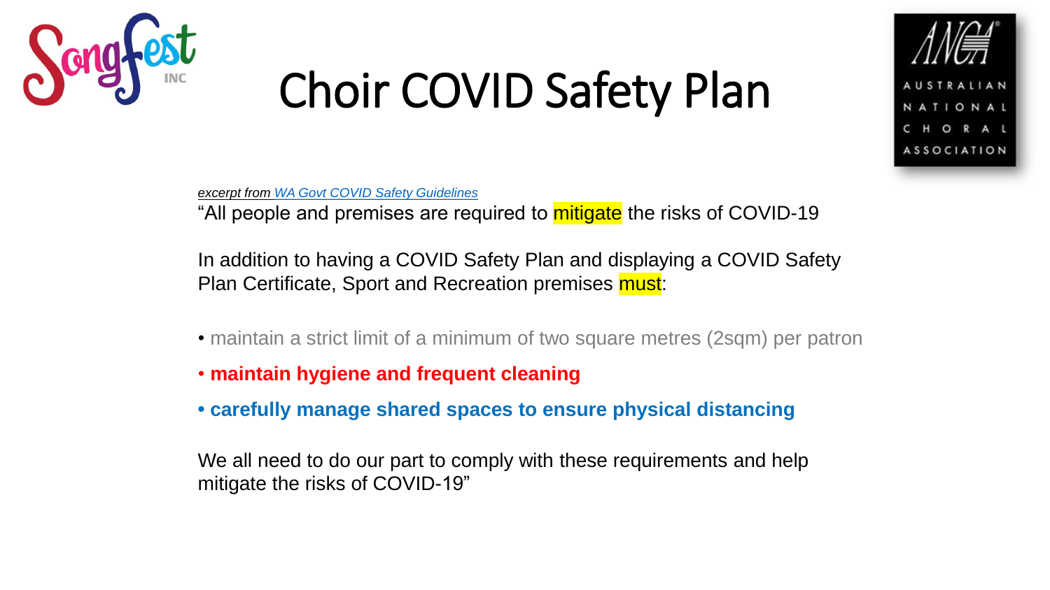# Choir COVID Safety Plan

*excerpt from WA Govt COVID Safety Guidelines*

"All people and premises are required to mitigate the risks of COVID-19

In addition to having a COVID Safety Plan and displaying a COVID Safety Plan Certificate, Sport and Recreation premises must:

- maintain a strict limit of a minimum of two square metres (2sqm) per patron
- **maintain hygiene and frequent cleaning**
- **carefully manage shared spaces to ensure physical distancing**

We all need to do our part to comply with these requirements and help mitigate the risks of COVID-19"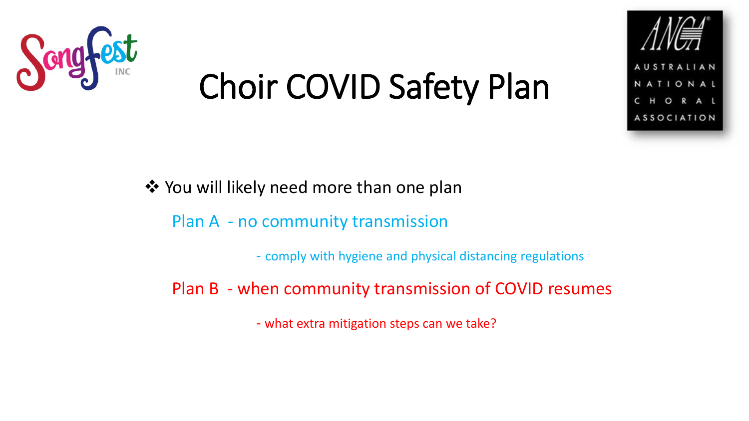# Choir COVID Safety Plan

- You will likely need more than one plan

  Plan A - no community transmission

  - comply with hygiene and physical distancing regulations

  Plan B - when community transmission of COVID resumes

  - what extra mitigation steps can we take?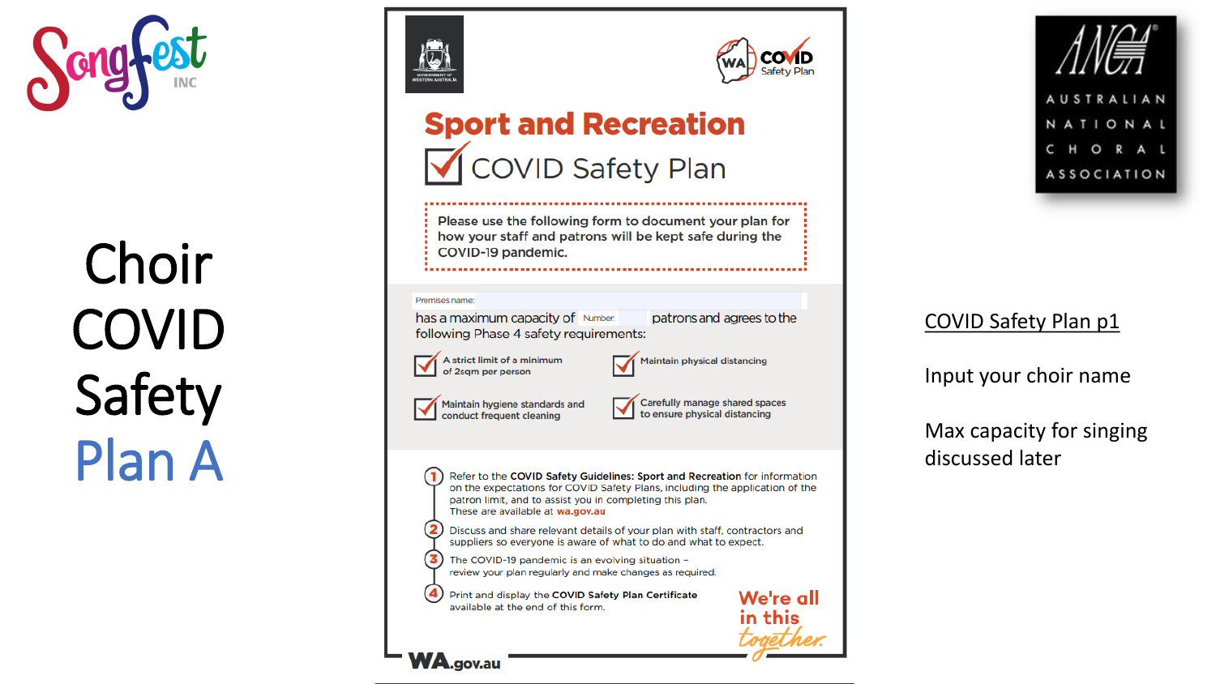# Choir COVID Safety Plan A

## Sport and Recreation

### COVID Safety Plan

Please use the following form to document your plan for how your staff and patrons will be kept safe during the COVID-19 pandemic.

Premises name:

has a maximum capacity of Number: patrons and agrees to the following Phase 4 safety requirements:

- A strict limit of a minimum of 2sqm per person
- Maintain physical distancing
- Maintain hygiene standards and conduct frequent cleaning
- Carefully manage shared spaces to ensure physical distancing

1. Refer to the **COVID Safety Guidelines: Sport and Recreation** for information on the expectations for COVID Safety Plans, including the application of the patron limit, and to assist you in completing this plan. These are available at **wa.gov.au**
2. Discuss and share relevant details of your plan with staff, contractors and suppliers so everyone is aware of what to do and what to expect.
3. The COVID-19 pandemic is an evolving situation – review your plan regularly and make changes as required.
4. Print and display the **COVID Safety Plan Certificate** available at the end of this form.

We're all in this together.

WA.gov.au

COVID Safety Plan p1

Input your choir name

Max capacity for singing discussed later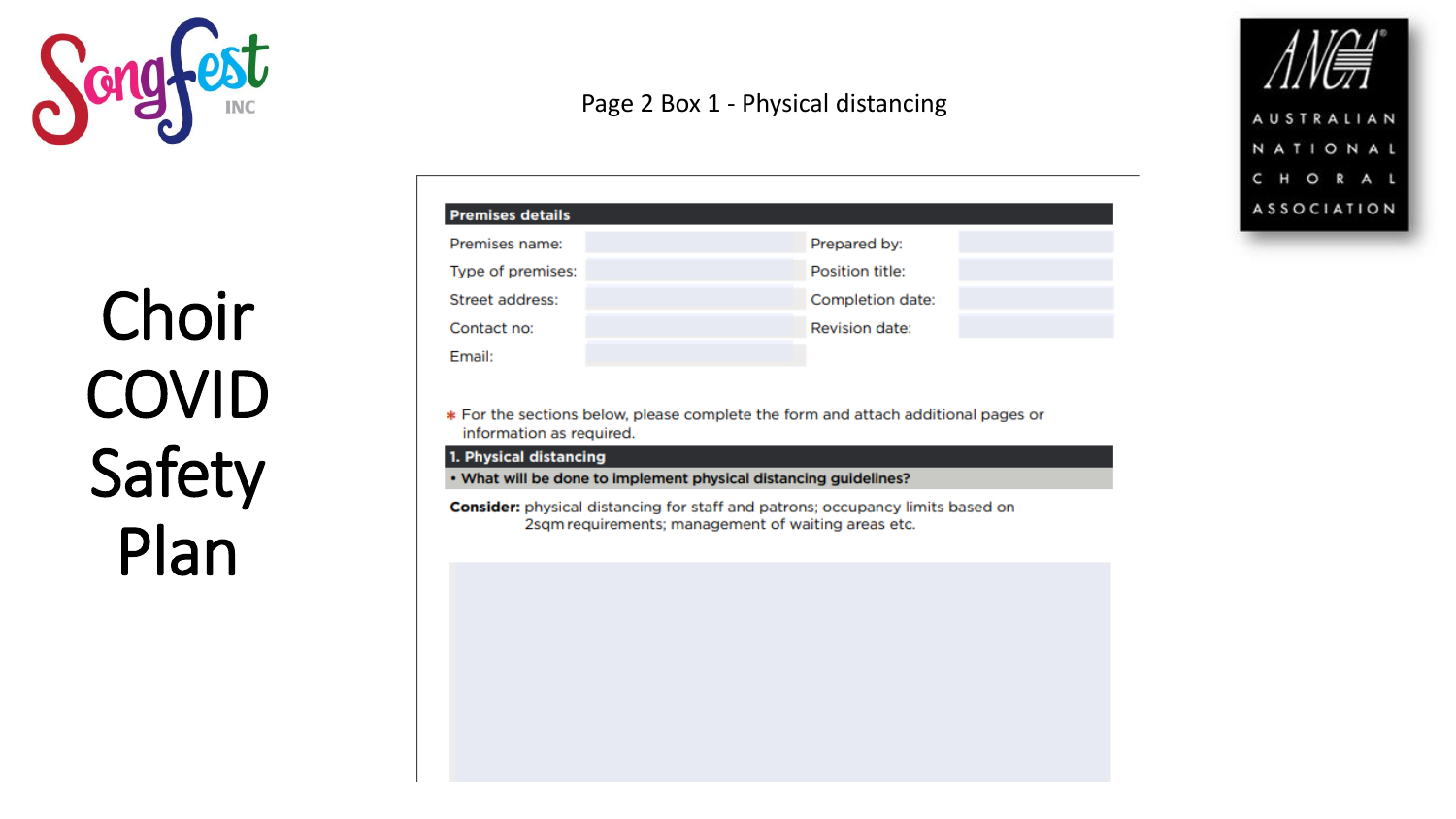# Choir COVID Safety Plan

Page 2 Box 1 - Physical distancing

**Premises details**

| | | | |
|---|---|---|---|
| Premises name: | | Prepared by: | |
| Type of premises: | | Position title: | |
| Street address: | | Completion date: | |
| Contact no: | | Revision date: | |
| Email: | | | |

* For the sections below, please complete the form and attach additional pages or information as required.

**1. Physical distancing**

**• What will be done to implement physical distancing guidelines?**

**Consider:** physical distancing for staff and patrons; occupancy limits based on 2sqm requirements; management of waiting areas etc.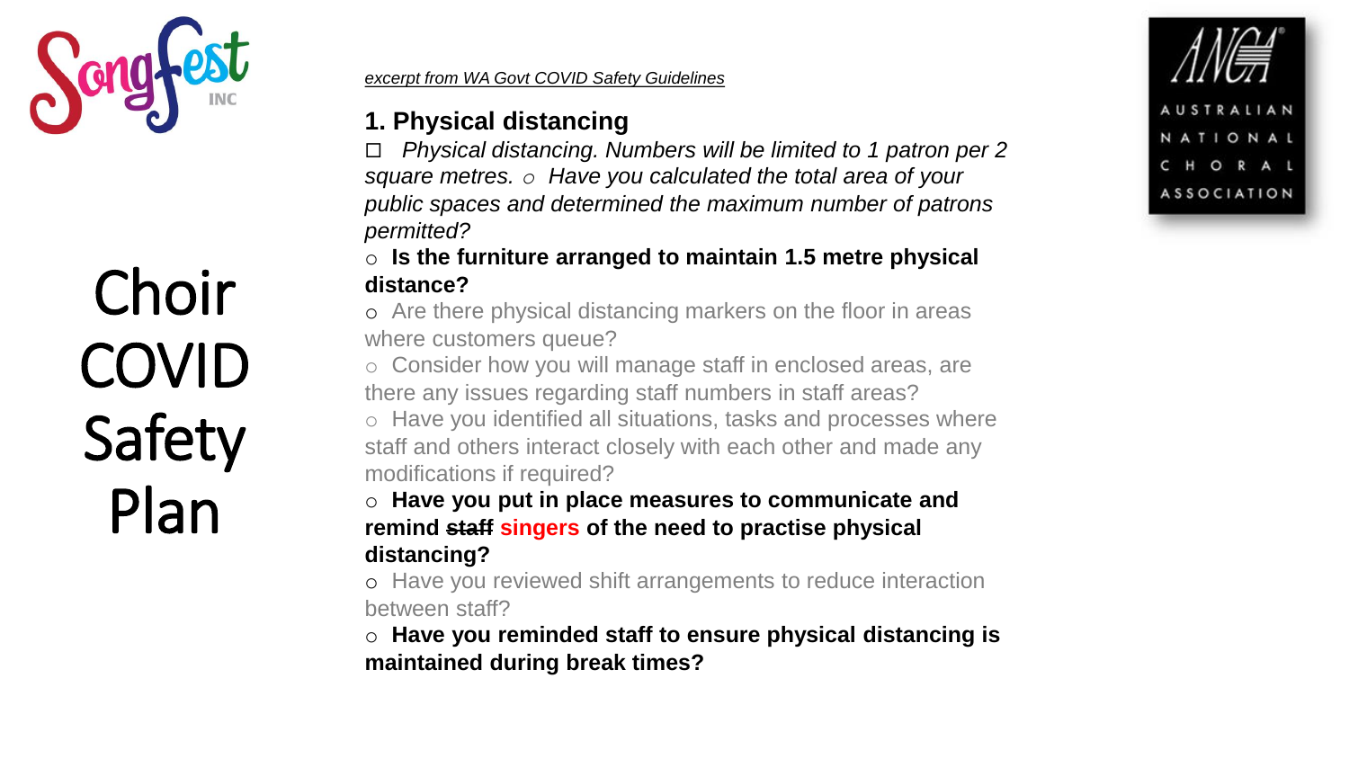# Choir COVID Safety Plan

*excerpt from WA Govt COVID Safety Guidelines*

## 1. Physical distancing

☐ *Physical distancing. Numbers will be limited to 1 patron per 2 square metres.* ○ *Have you calculated the total area of your public spaces and determined the maximum number of patrons permitted?*

○ **Is the furniture arranged to maintain 1.5 metre physical distance?**

○ Are there physical distancing markers on the floor in areas where customers queue?

○ Consider how you will manage staff in enclosed areas, are there any issues regarding staff numbers in staff areas?

○ Have you identified all situations, tasks and processes where staff and others interact closely with each other and made any modifications if required?

○ **Have you put in place measures to communicate and remind ~~staff~~ singers of the need to practise physical distancing?**

○ Have you reviewed shift arrangements to reduce interaction between staff?

○ **Have you reminded staff to ensure physical distancing is maintained during break times?**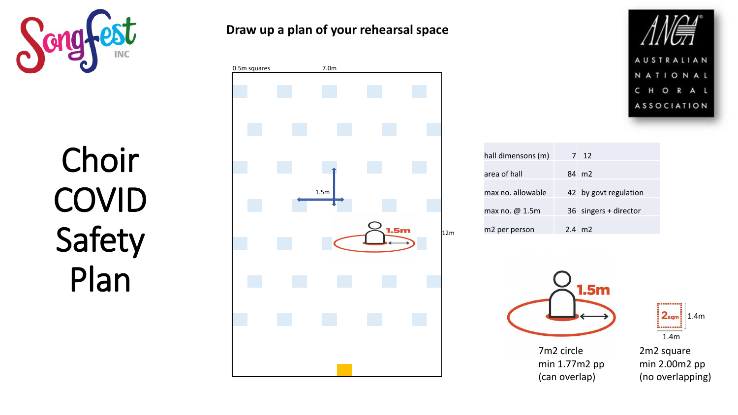# Choir COVID Safety Plan

**Draw up a plan of your rehearsal space**

0.5m squares

7.0m

1.5m

1.5m

12m

| hall dimensons (m) | 7 | 12 |
|---|---|---|
| area of hall | 84 | m2 |
| max no. allowable | 42 | by govt regulation |
| max no. @ 1.5m | 36 | singers + director |
| m2 per person | 2.4 | m2 |

1.5m

7m2 circle
min 1.77m2 pp
(can overlap)

2sqm

1.4m

1.4m

2m2 square
min 2.00m2 pp
(no overlapping)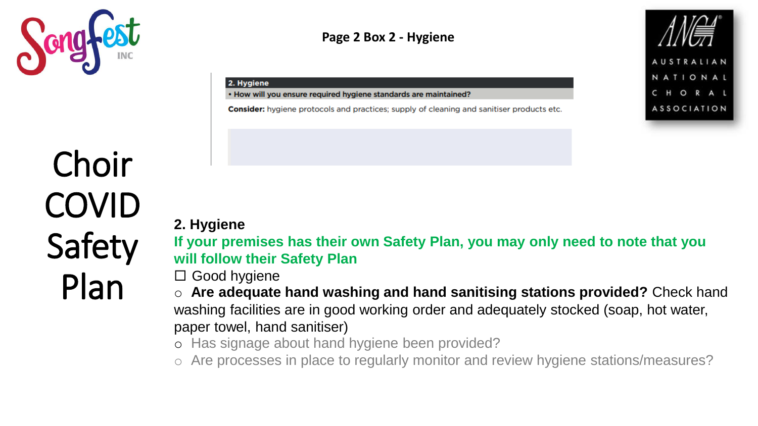# Choir COVID Safety Plan

**Page 2 Box 2 - Hygiene**

**2. Hygiene**

**• How will you ensure required hygiene standards are maintained?**

**Consider:** hygiene protocols and practices; supply of cleaning and sanitiser products etc.

## 2. Hygiene

**If your premises has their own Safety Plan, you may only need to note that you will follow their Safety Plan**

☐ Good hygiene

- **Are adequate hand washing and hand sanitising stations provided?** Check hand washing facilities are in good working order and adequately stocked (soap, hot water, paper towel, hand sanitiser)
- Has signage about hand hygiene been provided?
- Are processes in place to regularly monitor and review hygiene stations/measures?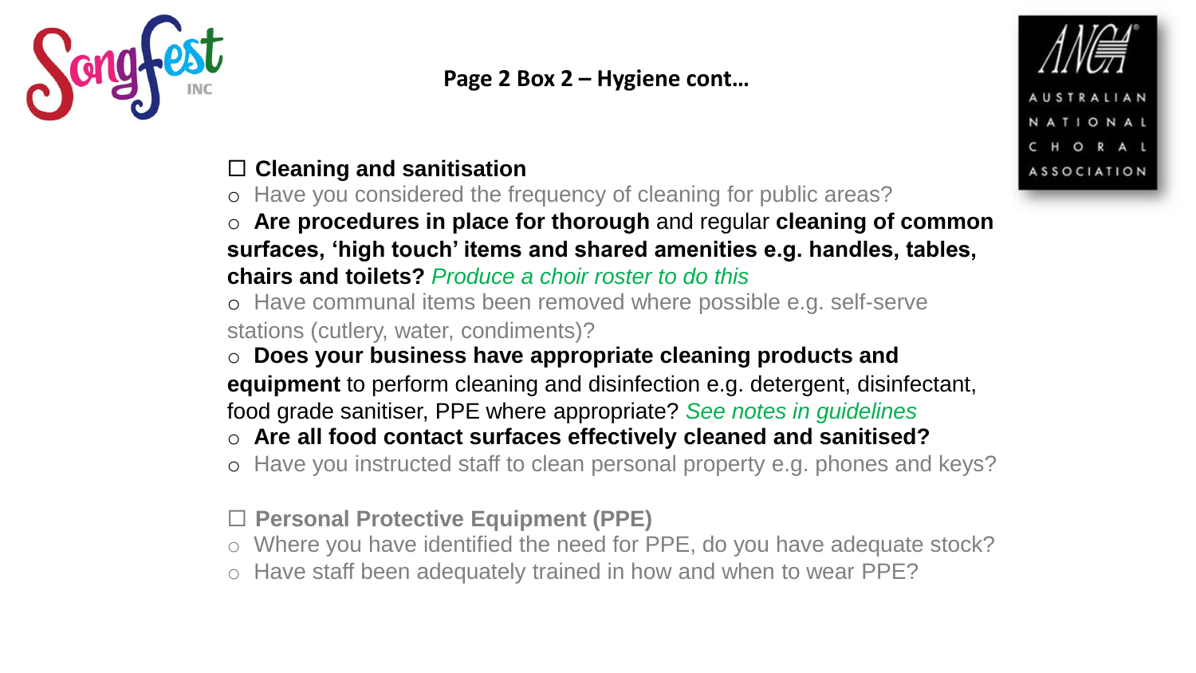## Page 2 Box 2 – Hygiene cont…

☐ **Cleaning and sanitisation**

- Have you considered the frequency of cleaning for public areas?
- **Are procedures in place for thorough** and regular **cleaning of common surfaces, 'high touch' items and shared amenities e.g. handles, tables, chairs and toilets?** *Produce a choir roster to do this*
- Have communal items been removed where possible e.g. self-serve stations (cutlery, water, condiments)?
- **Does your business have appropriate cleaning products and equipment** to perform cleaning and disinfection e.g. detergent, disinfectant, food grade sanitiser, PPE where appropriate? *See notes in guidelines*
- **Are all food contact surfaces effectively cleaned and sanitised?**
- Have you instructed staff to clean personal property e.g. phones and keys?

☐ **Personal Protective Equipment (PPE)**

- Where you have identified the need for PPE, do you have adequate stock?
- Have staff been adequately trained in how and when to wear PPE?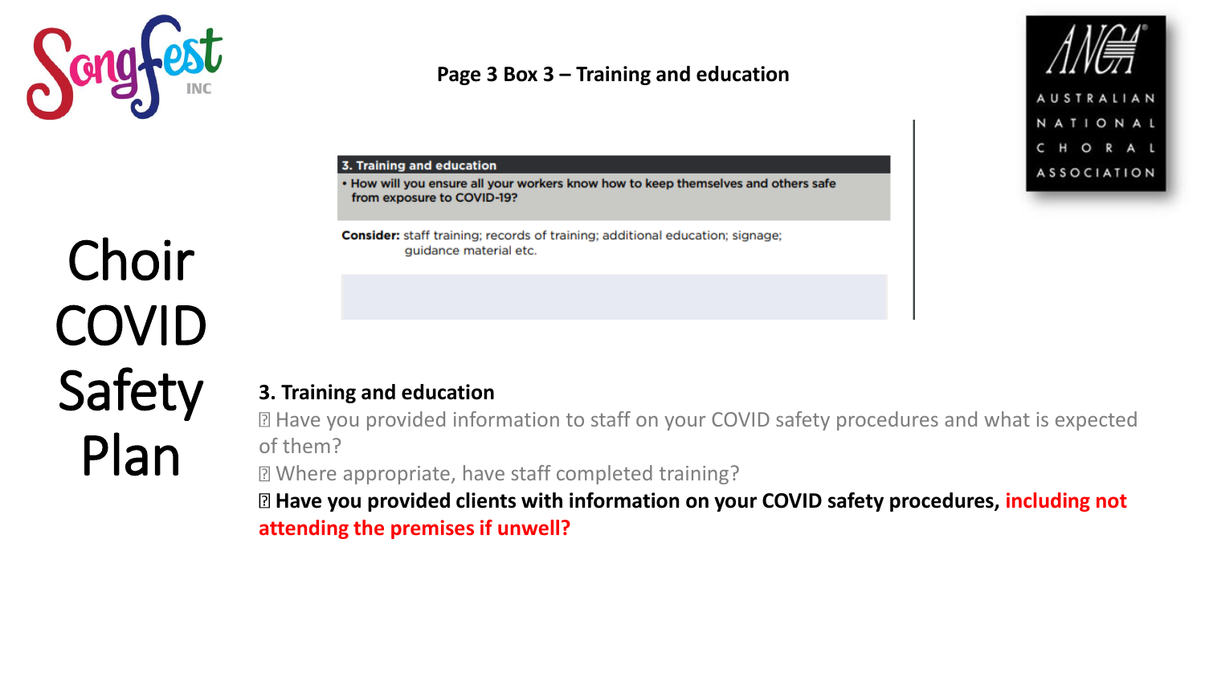## Page 3 Box 3 – Training and education

# Choir COVID Safety Plan

**3. Training and education**

- **How will you ensure all your workers know how to keep themselves and others safe from exposure to COVID-19?**

**Consider:** staff training; records of training; additional education; signage; guidance material etc.

### 3. Training and education

- Have you provided information to staff on your COVID safety procedures and what is expected of them?
- Where appropriate, have staff completed training?
- **Have you provided clients with information on your COVID safety procedures, including not attending the premises if unwell?**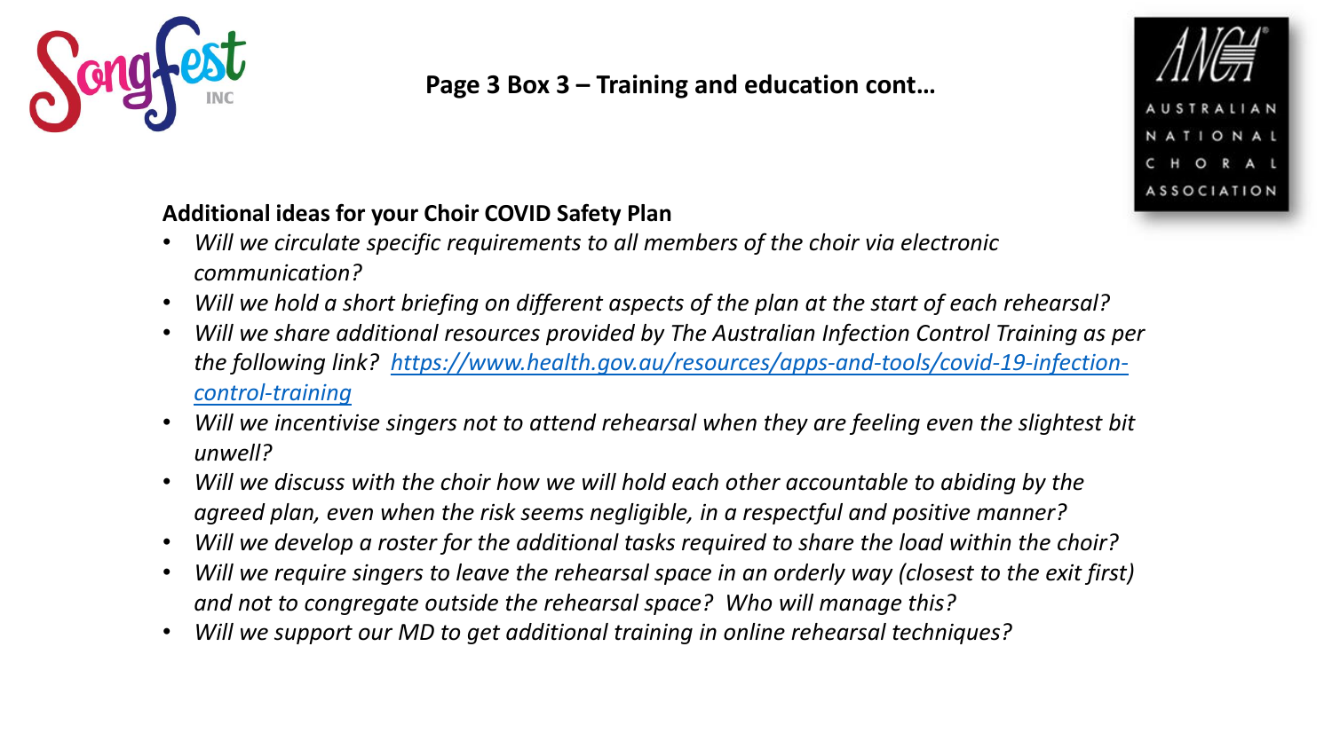## Page 3 Box 3 – Training and education cont…

**Additional ideas for your Choir COVID Safety Plan**

- *Will we circulate specific requirements to all members of the choir via electronic communication?*
- *Will we hold a short briefing on different aspects of the plan at the start of each rehearsal?*
- *Will we share additional resources provided by The Australian Infection Control Training as per the following link? https://www.health.gov.au/resources/apps-and-tools/covid-19-infection-control-training*
- *Will we incentivise singers not to attend rehearsal when they are feeling even the slightest bit unwell?*
- *Will we discuss with the choir how we will hold each other accountable to abiding by the agreed plan, even when the risk seems negligible, in a respectful and positive manner?*
- *Will we develop a roster for the additional tasks required to share the load within the choir?*
- *Will we require singers to leave the rehearsal space in an orderly way (closest to the exit first) and not to congregate outside the rehearsal space? Who will manage this?*
- *Will we support our MD to get additional training in online rehearsal techniques?*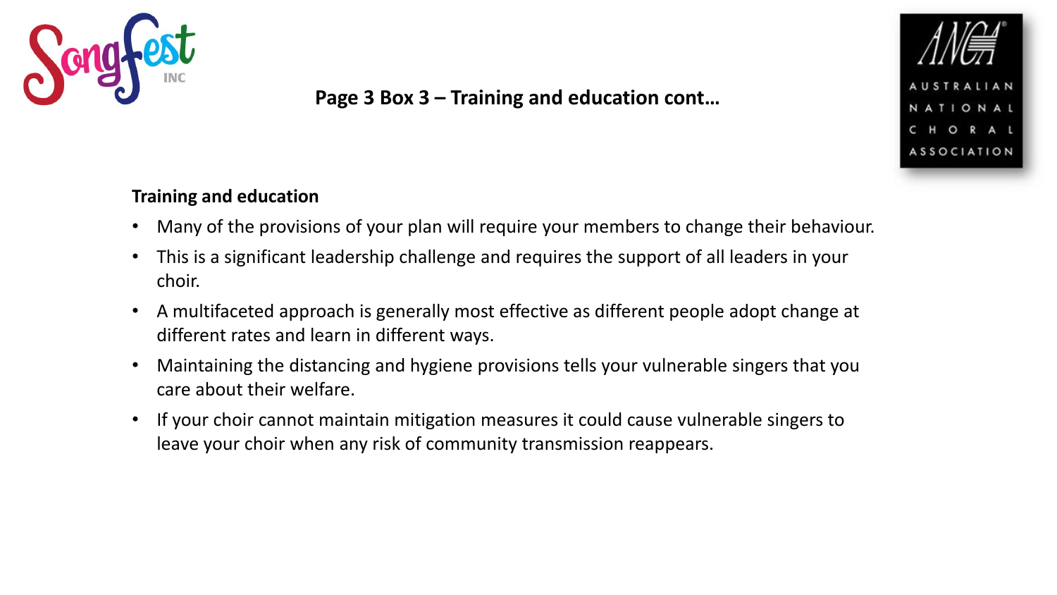## Page 3 Box 3 – Training and education cont…

**Training and education**

- Many of the provisions of your plan will require your members to change their behaviour.
- This is a significant leadership challenge and requires the support of all leaders in your choir.
- A multifaceted approach is generally most effective as different people adopt change at different rates and learn in different ways.
- Maintaining the distancing and hygiene provisions tells your vulnerable singers that you care about their welfare.
- If your choir cannot maintain mitigation measures it could cause vulnerable singers to leave your choir when any risk of community transmission reappears.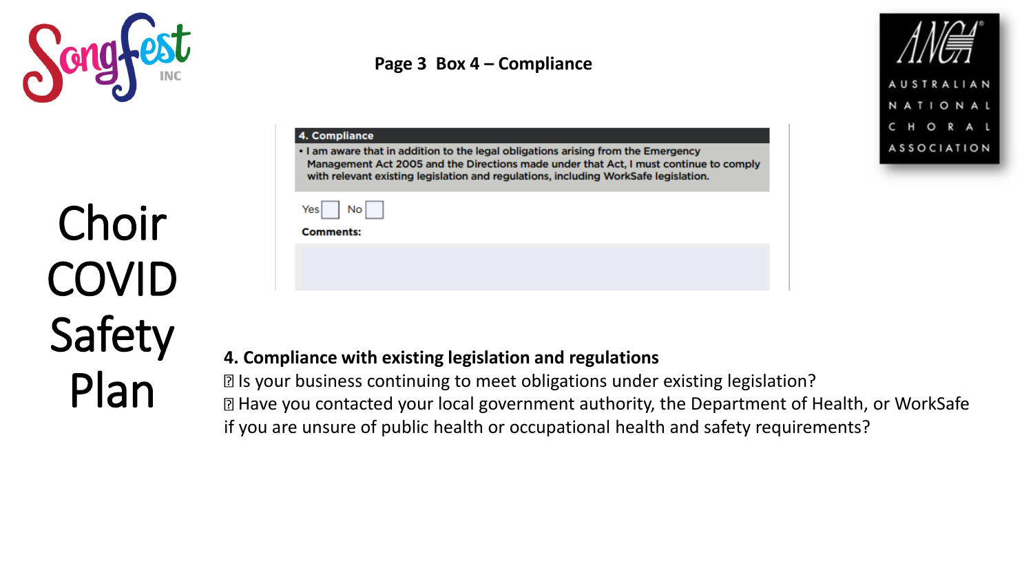**Page 3 Box 4 – Compliance**

# Choir COVID Safety Plan

**4. Compliance**

• I am aware that in addition to the legal obligations arising from the Emergency Management Act 2005 and the Directions made under that Act, I must continue to comply with relevant existing legislation and regulations, including WorkSafe legislation.

Yes ☐ No ☐

**Comments:**

**4. Compliance with existing legislation and regulations**

- Is your business continuing to meet obligations under existing legislation?
- Have you contacted your local government authority, the Department of Health, or WorkSafe if you are unsure of public health or occupational health and safety requirements?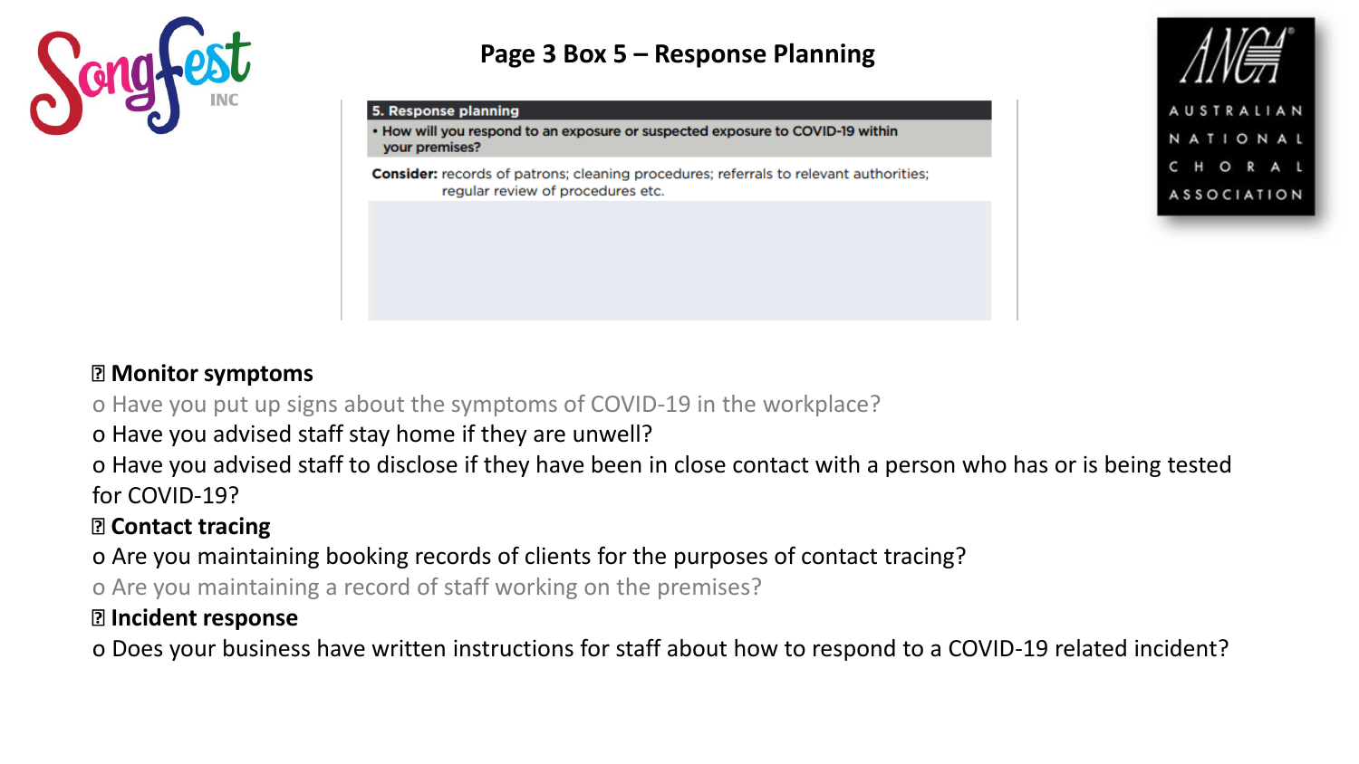# Page 3 Box 5 – Response Planning

| 5. Response planning |
| --- |
| • How will you respond to an exposure or suspected exposure to COVID-19 within your premises? |
| **Consider:** records of patrons; cleaning procedures; referrals to relevant authorities; regular review of procedures etc. |
| |

- **Monitor symptoms**
  - Have you put up signs about the symptoms of COVID-19 in the workplace?
  - Have you advised staff stay home if they are unwell?
  - Have you advised staff to disclose if they have been in close contact with a person who has or is being tested for COVID-19?
- **Contact tracing**
  - Are you maintaining booking records of clients for the purposes of contact tracing?
  - Are you maintaining a record of staff working on the premises?
- **Incident response**
  - Does your business have written instructions for staff about how to respond to a COVID-19 related incident?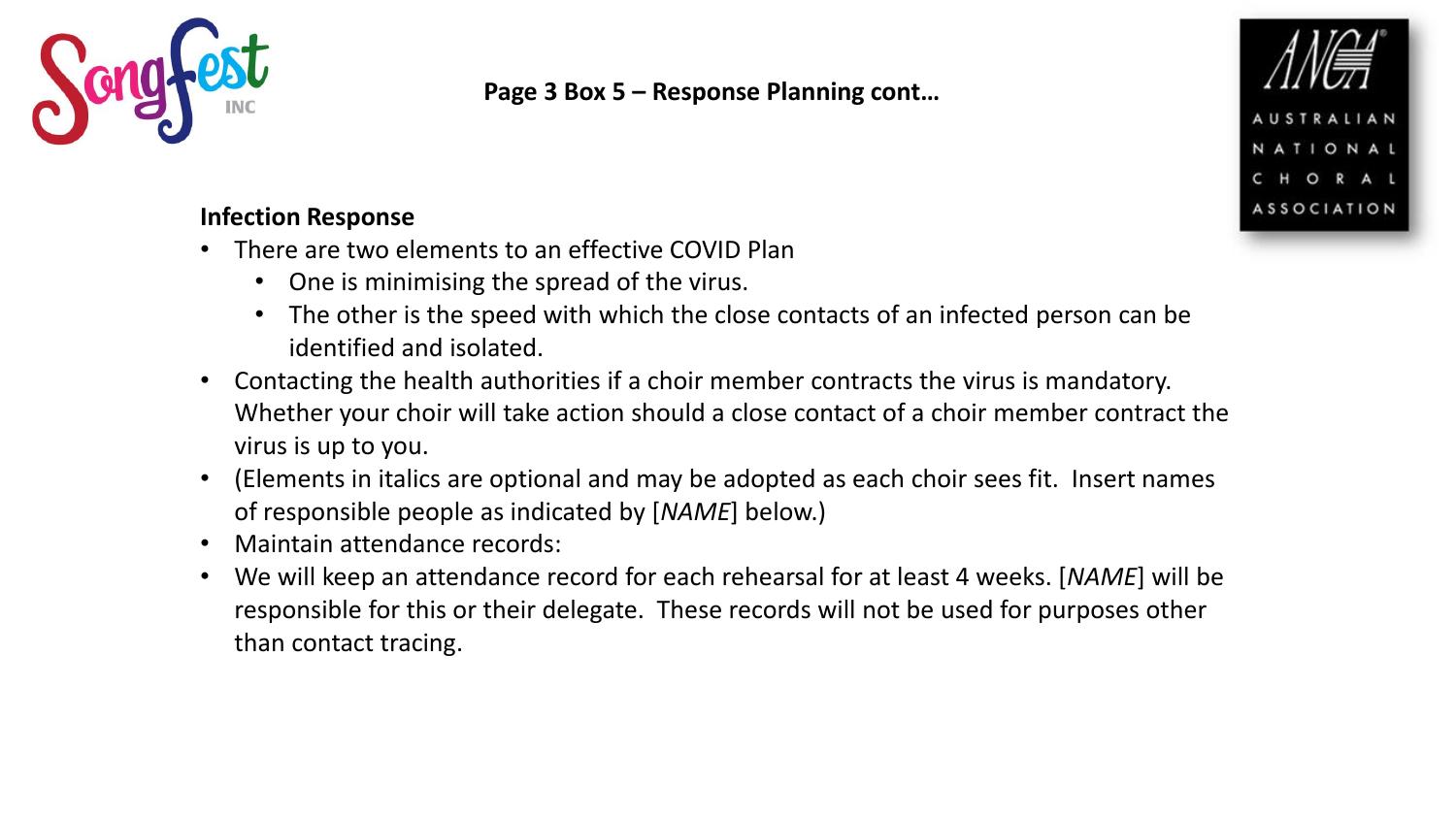## Page 3 Box 5 – Response Planning cont…

**Infection Response**

- There are two elements to an effective COVID Plan
  - One is minimising the spread of the virus.
  - The other is the speed with which the close contacts of an infected person can be identified and isolated.
- Contacting the health authorities if a choir member contracts the virus is mandatory. Whether your choir will take action should a close contact of a choir member contract the virus is up to you.
- (Elements in italics are optional and may be adopted as each choir sees fit. Insert names of responsible people as indicated by [*NAME*] below.)
- Maintain attendance records:
- We will keep an attendance record for each rehearsal for at least 4 weeks. [*NAME*] will be responsible for this or their delegate. These records will not be used for purposes other than contact tracing.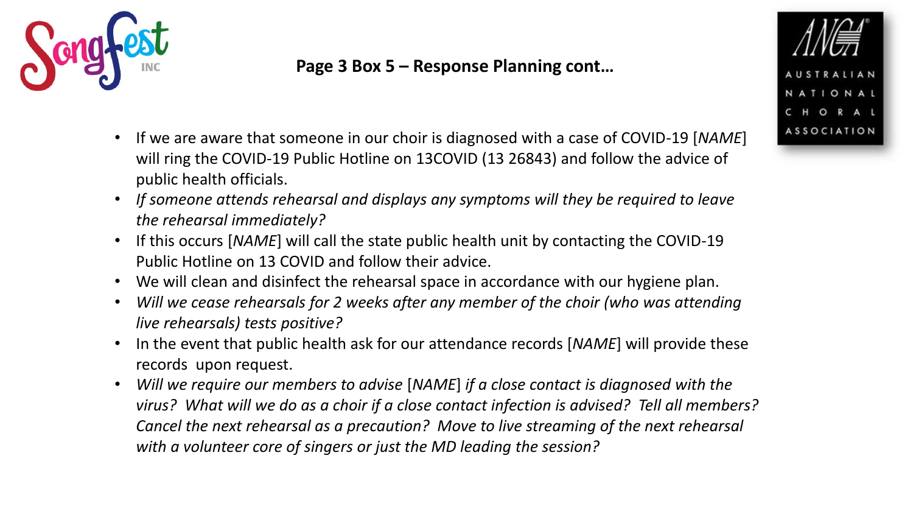## Page 3 Box 5 – Response Planning cont…

- If we are aware that someone in our choir is diagnosed with a case of COVID-19 [*NAME*] will ring the COVID-19 Public Hotline on 13COVID (13 26843) and follow the advice of public health officials.
- *If someone attends rehearsal and displays any symptoms will they be required to leave the rehearsal immediately?*
- If this occurs [*NAME*] will call the state public health unit by contacting the COVID-19 Public Hotline on 13 COVID and follow their advice.
- We will clean and disinfect the rehearsal space in accordance with our hygiene plan.
- *Will we cease rehearsals for 2 weeks after any member of the choir (who was attending live rehearsals) tests positive?*
- In the event that public health ask for our attendance records [*NAME*] will provide these records upon request.
- *Will we require our members to advise* [*NAME*] *if a close contact is diagnosed with the virus? What will we do as a choir if a close contact infection is advised? Tell all members? Cancel the next rehearsal as a precaution? Move to live streaming of the next rehearsal with a volunteer core of singers or just the MD leading the session?*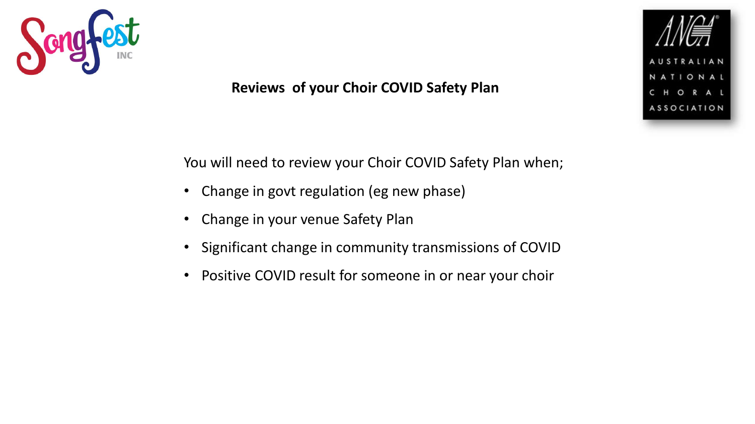## Reviews of your Choir COVID Safety Plan

You will need to review your Choir COVID Safety Plan when;

- Change in govt regulation (eg new phase)
- Change in your venue Safety Plan
- Significant change in community transmissions of COVID
- Positive COVID result for someone in or near your choir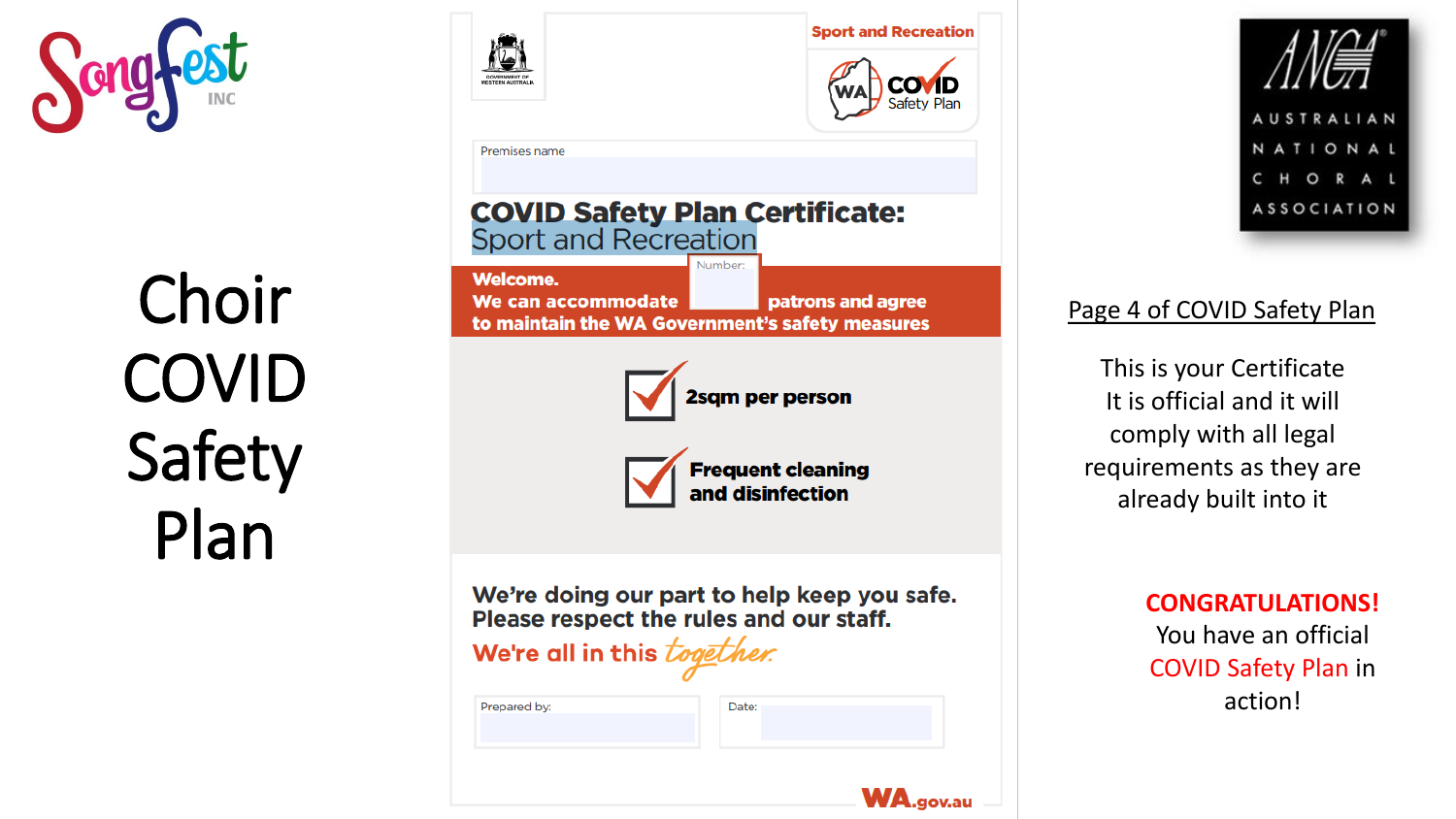SongFest INC

# Choir COVID Safety Plan

Government of Western Australia

Sport and Recreation

WA COVID Safety Plan

Premises name

## COVID Safety Plan Certificate: Sport and Recreation

Number:

**Welcome.**
**We can accommodate patrons and agree to maintain the WA Government's safety measures**

- **2sqm per person**
- **Frequent cleaning and disinfection**

**We're doing our part to help keep you safe. Please respect the rules and our staff.**

**We're all in this *together***

Prepared by:

Date:

WA.gov.au

ANCA AUSTRALIAN NATIONAL CHORAL ASSOCIATION

Page 4 of COVID Safety Plan

This is your Certificate
It is official and it will comply with all legal requirements as they are already built into it

**CONGRATULATIONS!**
You have an official COVID Safety Plan in action!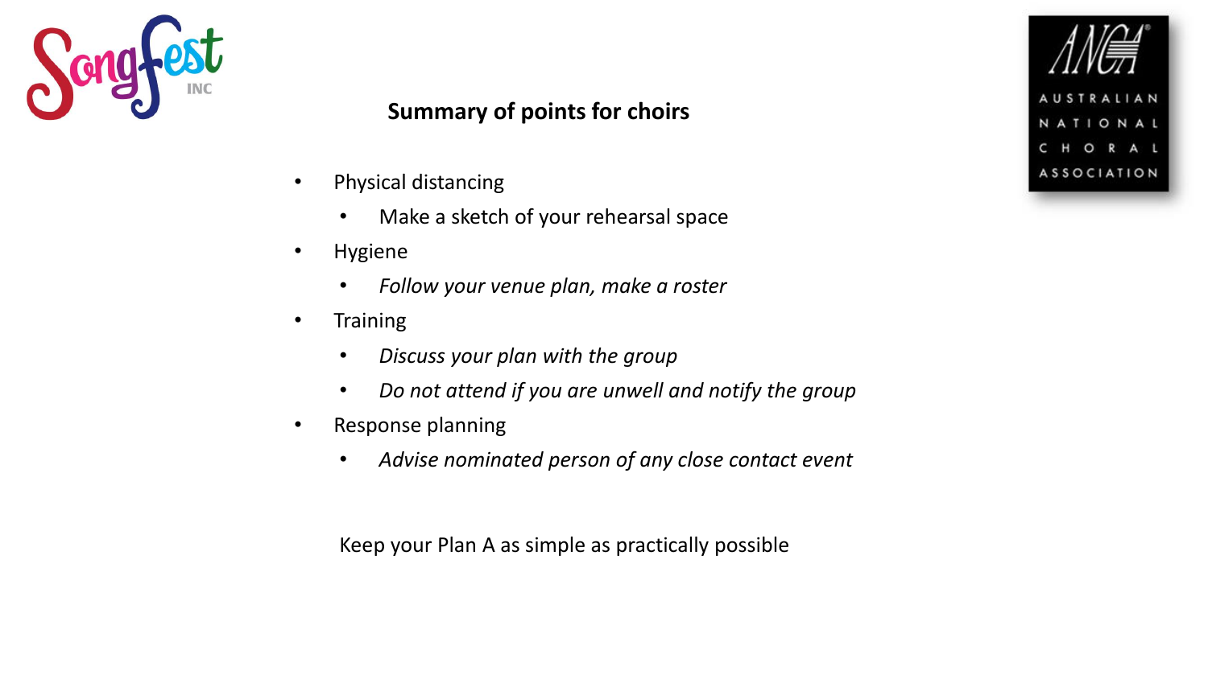## Summary of points for choirs

- Physical distancing
  - Make a sketch of your rehearsal space
- Hygiene
  - *Follow your venue plan, make a roster*
- Training
  - *Discuss your plan with the group*
  - *Do not attend if you are unwell and notify the group*
- Response planning
  - *Advise nominated person of any close contact event*

Keep your Plan A as simple as practically possible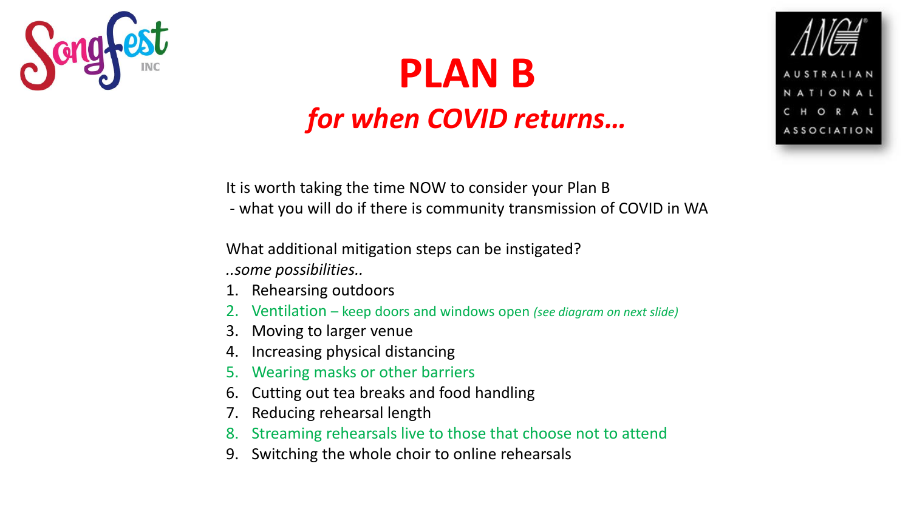# PLAN B

## *for when COVID returns…*

It is worth taking the time NOW to consider your Plan B
 - what you will do if there is community transmission of COVID in WA

What additional mitigation steps can be instigated?
*..some possibilities..*

1. Rehearsing outdoors
2. Ventilation – keep doors and windows open *(see diagram on next slide)*
3. Moving to larger venue
4. Increasing physical distancing
5. Wearing masks or other barriers
6. Cutting out tea breaks and food handling
7. Reducing rehearsal length
8. Streaming rehearsals live to those that choose not to attend
9. Switching the whole choir to online rehearsals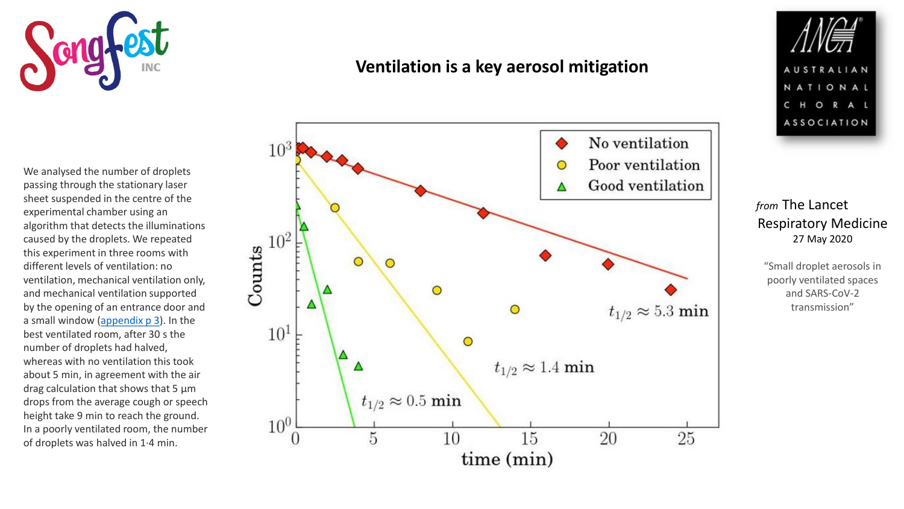# Ventilation is a key aerosol mitigation

We analysed the number of droplets passing through the stationary laser sheet suspended in the centre of the experimental chamber using an algorithm that detects the illuminations caused by the droplets. We repeated this experiment in three rooms with different levels of ventilation: no ventilation, mechanical ventilation only, and mechanical ventilation supported by the opening of an entrance door and a small window (appendix p 3). In the best ventilated room, after 30 s the number of droplets had halved, whereas with no ventilation this took about 5 min, in agreement with the air drag calculation that shows that 5 µm drops from the average cough or speech height take 9 min to reach the ground. In a poorly ventilated room, the number of droplets was halved in 1·4 min.

No ventilation — $t_{1/2} \approx 5.3$ min

Poor ventilation — $t_{1/2} \approx 1.4$ min

Good ventilation — $t_{1/2} \approx 0.5$ min

Counts vs. time (min)

*from* The Lancet Respiratory Medicine
27 May 2020

"Small droplet aerosols in poorly ventilated spaces and SARS-CoV-2 transmission"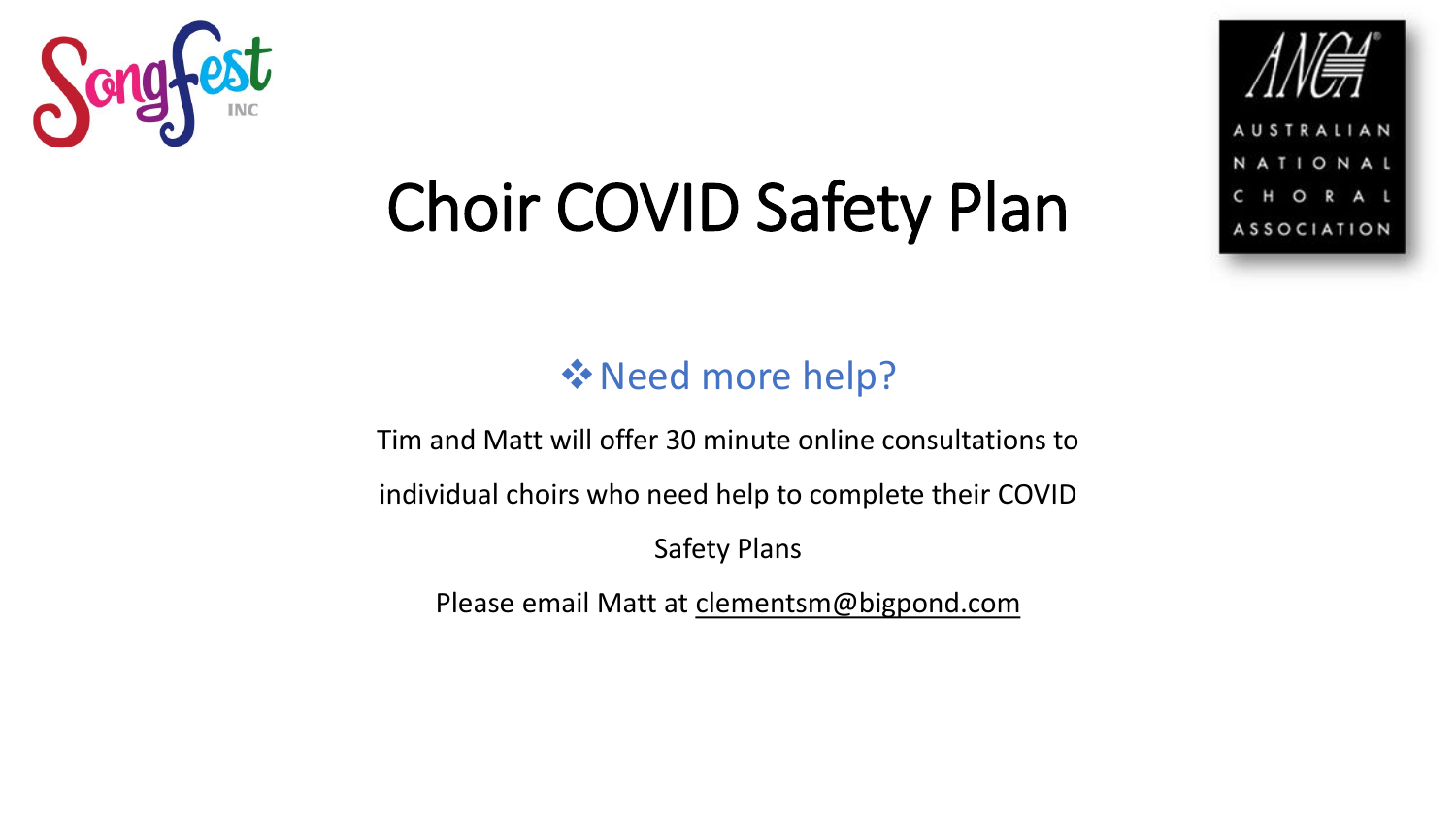# Choir COVID Safety Plan

## ❖ Need more help?

Tim and Matt will offer 30 minute online consultations to individual choirs who need help to complete their COVID Safety Plans

Please email Matt at clementsm@bigpond.com